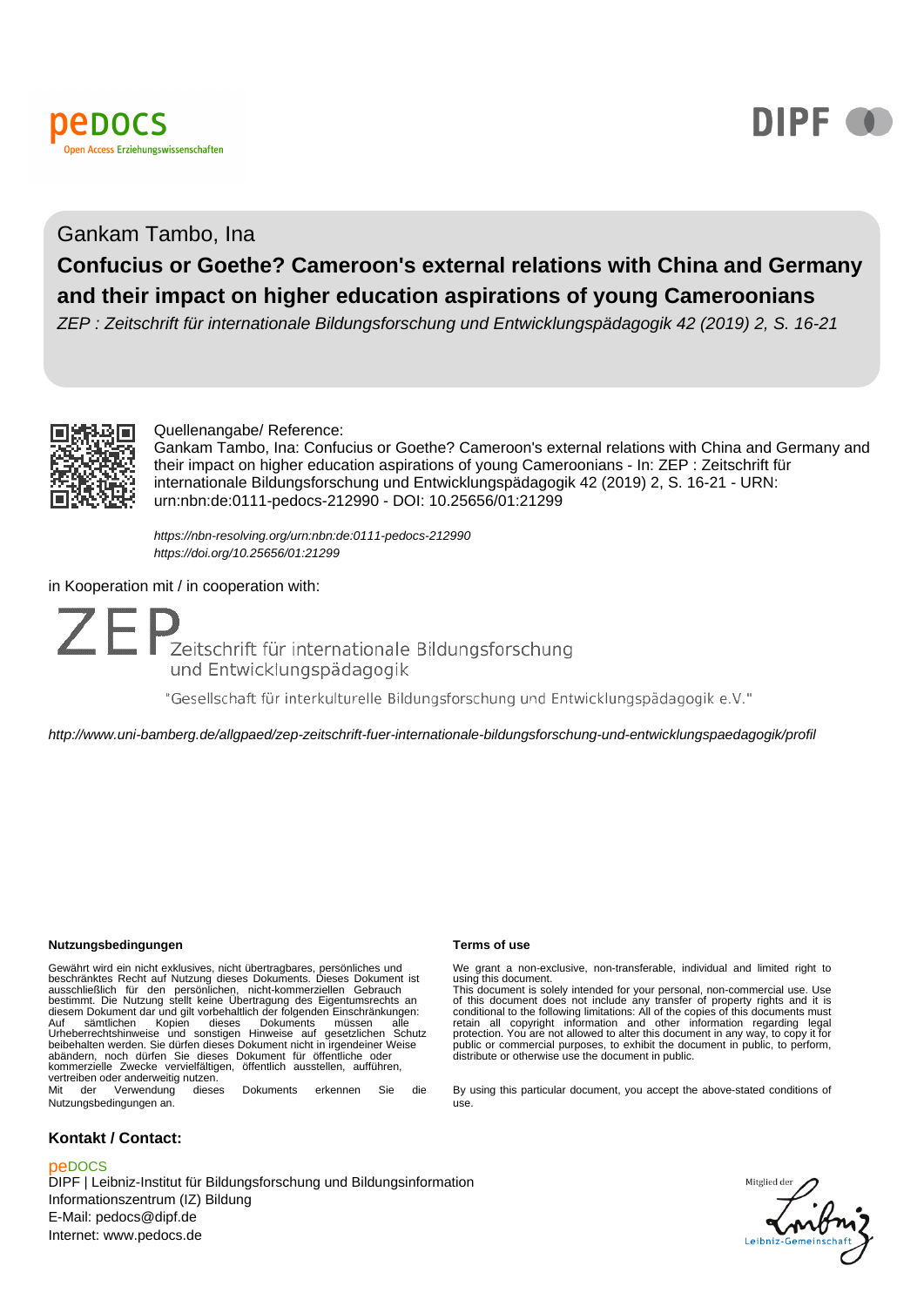pedocs
Open Access Erziehungswissenschaften

DIPF

Gankam Tambo, Ina

# Confucius or Goethe? Cameroon's external relations with China and Germany and their impact on higher education aspirations of young Cameroonians

*ZEP : Zeitschrift für internationale Bildungsforschung und Entwicklungspädagogik 42 (2019) 2, S. 16-21*

Quellenangabe/ Reference:
Gankam Tambo, Ina: Confucius or Goethe? Cameroon's external relations with China and Germany and their impact on higher education aspirations of young Cameroonians - In: ZEP : Zeitschrift für internationale Bildungsforschung und Entwicklungspädagogik 42 (2019) 2, S. 16-21 - URN: urn:nbn:de:0111-pedocs-212990 - DOI: 10.25656/01:21299

*https://nbn-resolving.org/urn:nbn:de:0111-pedocs-212990*
*https://doi.org/10.25656/01:21299*

in Kooperation mit / in cooperation with:

ZEP Zeitschrift für internationale Bildungsforschung und Entwicklungspädagogik

"Gesellschaft für interkulturelle Bildungsforschung und Entwicklungspädagogik e.V."

*http://www.uni-bamberg.de/allgpaed/zep-zeitschrift-fuer-internationale-bildungsforschung-und-entwicklungspaedagogik/profil*

**Nutzungsbedingungen**

Gewährt wird ein nicht exklusives, nicht übertragbares, persönliches und beschränktes Recht auf Nutzung dieses Dokuments. Dieses Dokument ist ausschließlich für den persönlichen, nicht-kommerziellen Gebrauch bestimmt. Die Nutzung stellt keine Übertragung des Eigentumsrechts an diesem Dokument dar und gilt vorbehaltlich der folgenden Einschränkungen: Auf sämtlichen Kopien dieses Dokuments müssen alle Urheberrechtshinweise und sonstigen Hinweise auf gesetzlichen Schutz beibehalten werden. Sie dürfen dieses Dokument nicht in irgendeiner Weise abändern, noch dürfen Sie dieses Dokument für öffentliche oder kommerzielle Zwecke vervielfältigen, öffentlich ausstellen, aufführen, vertreiben oder anderweitig nutzen.
Mit der Verwendung dieses Dokuments erkennen Sie die Nutzungsbedingungen an.

**Terms of use**

We grant a non-exclusive, non-transferable, individual and limited right to using this document.
This document is solely intended for your personal, non-commercial use. Use of this document does not include any transfer of property rights and it is conditional to the following limitations: All of the copies of this documents must retain all copyright information and other information regarding legal protection. You are not allowed to alter this document in any way, to copy it for public or commercial purposes, to exhibit the document in public, to perform, distribute or otherwise use the document in public.

By using this particular document, you accept the above-stated conditions of use.

**Kontakt / Contact:**

peDOCS
DIPF | Leibniz-Institut für Bildungsforschung und Bildungsinformation
Informationszentrum (IZ) Bildung
E-Mail: pedocs@dipf.de
Internet: www.pedocs.de

Mitglied der Leibniz-Gemeinschaft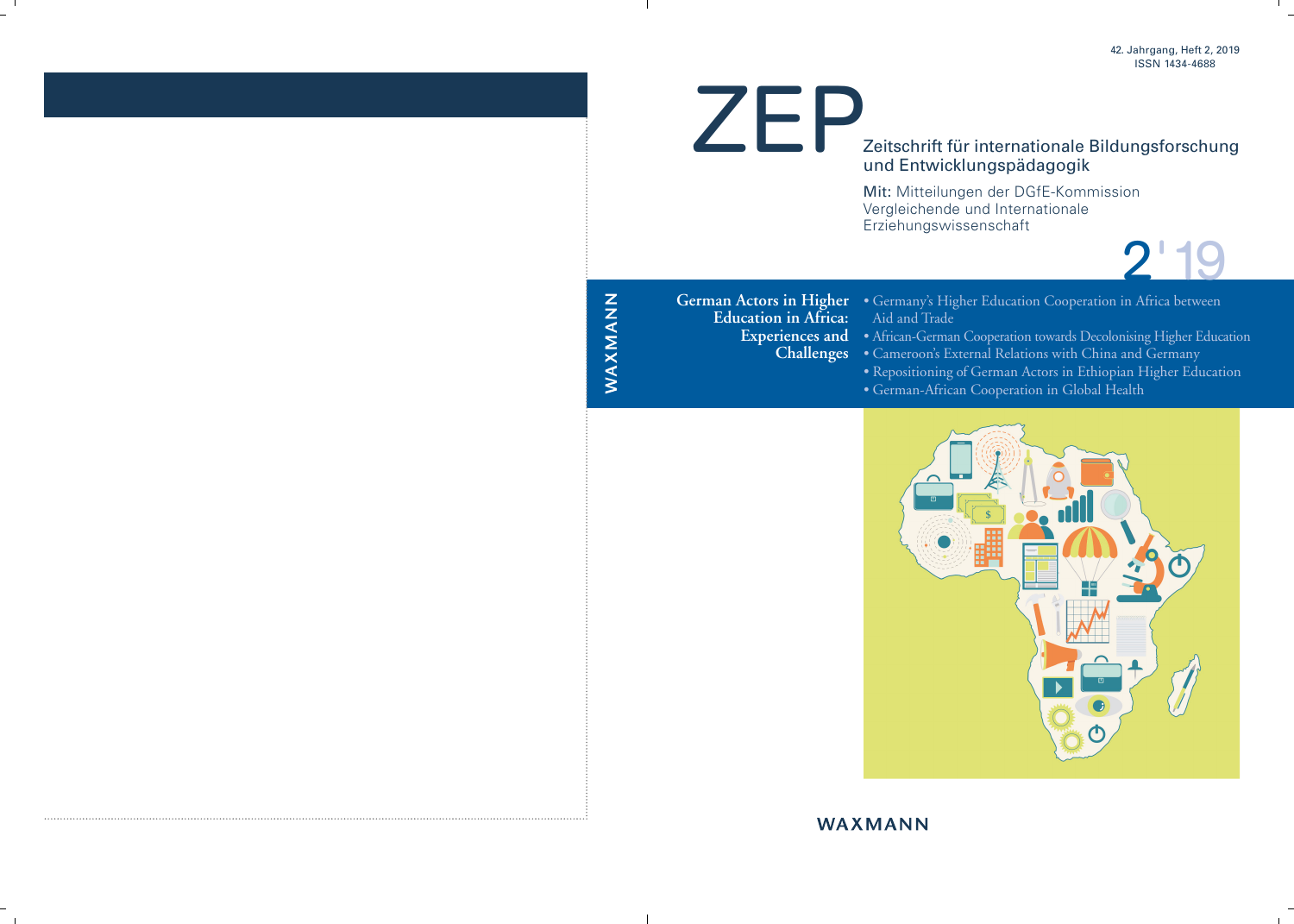42. Jahrgang, Heft 2, 2019
ISSN 1434-4688

# ZEP

## Zeitschrift für internationale Bildungsforschung und Entwicklungspädagogik

**Mit:** Mitteilungen der DGfE-Kommission Vergleichende und Internationale Erziehungswissenschaft

2'19

WAXMANN

**German Actors in Higher Education in Africa: Experiences and Challenges**

- Germany's Higher Education Cooperation in Africa between Aid and Trade
- African-German Cooperation towards Decolonising Higher Education
- Cameroon's External Relations with China and Germany
- Repositioning of German Actors in Ethiopian Higher Education
- German-African Cooperation in Global Health

WAXMANN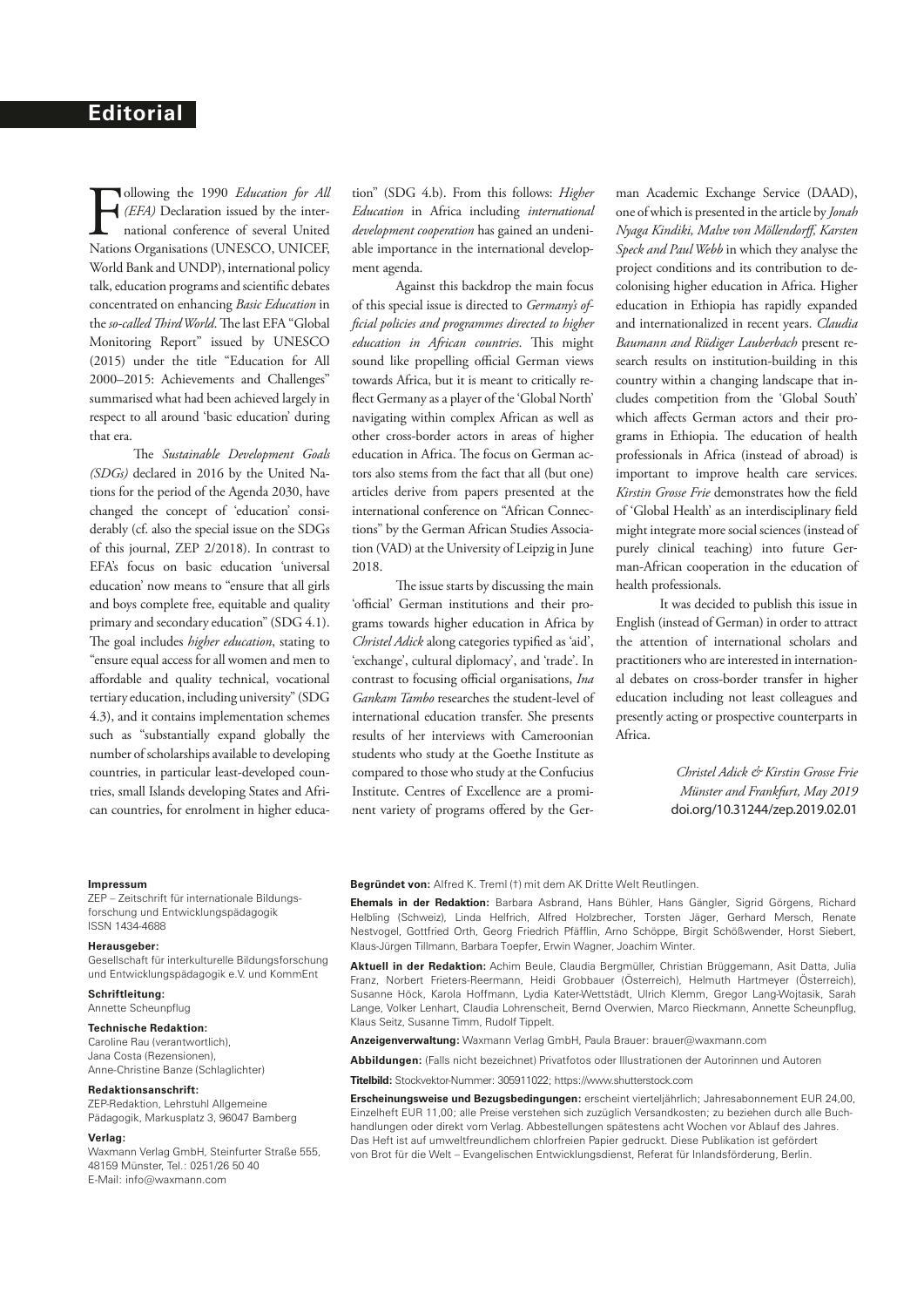# Editorial

Following the 1990 *Education for All (EFA)* Declaration issued by the international conference of several United Nations Organisations (UNESCO, UNICEF, World Bank and UNDP), international policy talk, education programs and scientific debates concentrated on enhancing *Basic Education* in the *so-called Third World*. The last EFA "Global Monitoring Report" issued by UNESCO (2015) under the title "Education for All 2000–2015: Achievements and Challenges" summarised what had been achieved largely in respect to all around 'basic education' during that era.

The *Sustainable Development Goals (SDGs)* declared in 2016 by the United Nations for the period of the Agenda 2030, have changed the concept of 'education' considerably (cf. also the special issue on the SDGs of this journal, ZEP 2/2018). In contrast to EFA's focus on basic education 'universal education' now means to "ensure that all girls and boys complete free, equitable and quality primary and secondary education" (SDG 4.1). The goal includes *higher education*, stating to "ensure equal access for all women and men to affordable and quality technical, vocational tertiary education, including university" (SDG 4.3), and it contains implementation schemes such as "substantially expand globally the number of scholarships available to developing countries, in particular least-developed countries, small Islands developing States and African countries, for enrolment in higher education" (SDG 4.b). From this follows: *Higher Education* in Africa including *international development cooperation* has gained an undeniable importance in the international development agenda.

Against this backdrop the main focus of this special issue is directed to *Germany's official policies and programmes directed to higher education in African countries*. This might sound like propelling official German views towards Africa, but it is meant to critically reflect Germany as a player of the 'Global North' navigating within complex African as well as other cross-border actors in areas of higher education in Africa. The focus on German actors also stems from the fact that all (but one) articles derive from papers presented at the international conference on "African Connections" by the German African Studies Association (VAD) at the University of Leipzig in June 2018.

The issue starts by discussing the main 'official' German institutions and their programs towards higher education in Africa by *Christel Adick* along categories typified as 'aid', 'exchange', cultural diplomacy', and 'trade'. In contrast to focusing official organisations, *Ina Gankam Tambo* researches the student-level of international education transfer. She presents results of her interviews with Cameroonian students who study at the Goethe Institute as compared to those who study at the Confucius Institute. Centres of Excellence are a prominent variety of programs offered by the German Academic Exchange Service (DAAD), one of which is presented in the article by *Jonah Nyaga Kindiki, Malve von Möllendorff, Karsten Speck and Paul Webb* in which they analyse the project conditions and its contribution to decolonising higher education in Africa. Higher education in Ethiopia has rapidly expanded and internationalized in recent years. *Claudia Baumann and Rüdiger Lauberbach* present research results on institution-building in this country within a changing landscape that includes competition from the 'Global South' which affects German actors and their programs in Ethiopia. The education of health professionals in Africa (instead of abroad) is important to improve health care services. *Kirstin Grosse Frie* demonstrates how the field of 'Global Health' as an interdisciplinary field might integrate more social sciences (instead of purely clinical teaching) into future German-African cooperation in the education of health professionals.

It was decided to publish this issue in English (instead of German) in order to attract the attention of international scholars and practitioners who are interested in international debates on cross-border transfer in higher education including not least colleagues and presently acting or prospective counterparts in Africa.

*Christel Adick & Kirstin Grosse Frie*
*Münster and Frankfurt, May 2019*
doi.org/10.31244/zep.2019.02.01

**Impressum**
ZEP – Zeitschrift für internationale Bildungsforschung und Entwicklungspädagogik
ISSN 1434-4688

**Herausgeber:**
Gesellschaft für interkulturelle Bildungsforschung und Entwicklungspädagogik e.V. und KommEnt

**Schriftleitung:**
Annette Scheunpflug

**Technische Redaktion:**
Caroline Rau (verantwortlich),
Jana Costa (Rezensionen),
Anne-Christine Banze (Schlaglichter)

**Redaktionsanschrift:**
ZEP-Redaktion, Lehrstuhl Allgemeine Pädagogik, Markusplatz 3, 96047 Bamberg

**Verlag:**
Waxmann Verlag GmbH, Steinfurter Straße 555, 48159 Münster, Tel.: 0251/26 50 40
E-Mail: info@waxmann.com

**Begründet von:** Alfred K. Treml (†) mit dem AK Dritte Welt Reutlingen.

**Ehemals in der Redaktion:** Barbara Asbrand, Hans Bühler, Hans Gängler, Sigrid Görgens, Richard Helbling (Schweiz), Linda Helfrich, Alfred Holzbrecher, Torsten Jäger, Gerhard Mersch, Renate Nestvogel, Gottfried Orth, Georg Friedrich Pfäfflin, Arno Schöppe, Birgit Schößwender, Horst Siebert, Klaus-Jürgen Tillmann, Barbara Toepfer, Erwin Wagner, Joachim Winter.

**Aktuell in der Redaktion:** Achim Beule, Claudia Bergmüller, Christian Brüggemann, Asit Datta, Julia Franz, Norbert Frieters-Reermann, Heidi Grobbauer (Österreich), Helmuth Hartmeyer (Österreich), Susanne Höck, Karola Hoffmann, Lydia Kater-Wettstädt, Ulrich Klemm, Gregor Lang-Wojtasik, Sarah Lange, Volker Lenhart, Claudia Lohrenscheit, Bernd Overwien, Marco Rieckmann, Annette Scheunpflug, Klaus Seitz, Susanne Timm, Rudolf Tippelt.

**Anzeigenverwaltung:** Waxmann Verlag GmbH, Paula Brauer: brauer@waxmann.com

**Abbildungen:** (Falls nicht bezeichnet) Privatfotos oder Illustrationen der Autorinnen und Autoren

**Titelbild:** Stockvektor-Nummer: 305911022; https://www.shutterstock.com

**Erscheinungsweise und Bezugsbedingungen:** erscheint vierteljährlich; Jahresabonnement EUR 24,00, Einzelheft EUR 11,00; alle Preise verstehen sich zuzüglich Versandkosten; zu beziehen durch alle Buchhandlungen oder direkt vom Verlag. Abbestellungen spätestens acht Wochen vor Ablauf des Jahres. Das Heft ist auf umweltfreundlichem chlorfreien Papier gedruckt. Diese Publikation ist gefördert von Brot für die Welt – Evangelischen Entwicklungsdienst, Referat für Inlandsförderung, Berlin.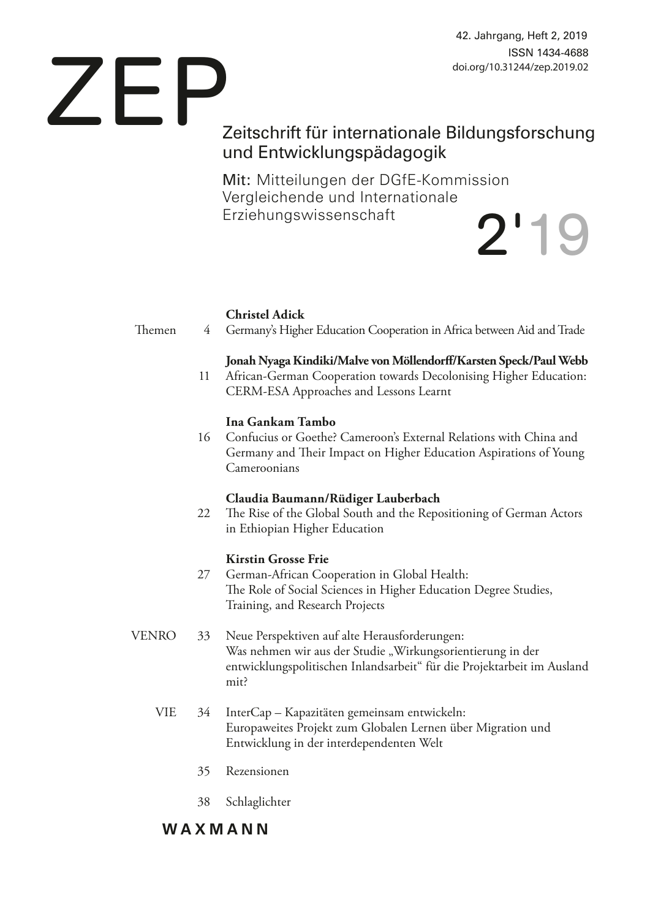42. Jahrgang, Heft 2, 2019
ISSN 1434-4688
doi.org/10.31244/zep.2019.02

# ZEP

## Zeitschrift für internationale Bildungsforschung und Entwicklungspädagogik

Mit: Mitteilungen der DGfE-Kommission Vergleichende und Internationale Erziehungswissenschaft

2'19

Themen

4 **Christel Adick**
Germany's Higher Education Cooperation in Africa between Aid and Trade

11 **Jonah Nyaga Kindiki/Malve von Möllendorff/Karsten Speck/Paul Webb**
African-German Cooperation towards Decolonising Higher Education: CERM-ESA Approaches and Lessons Learnt

16 **Ina Gankam Tambo**
Confucius or Goethe? Cameroon's External Relations with China and Germany and Their Impact on Higher Education Aspirations of Young Cameroonians

22 **Claudia Baumann/Rüdiger Lauberbach**
The Rise of the Global South and the Repositioning of German Actors in Ethiopian Higher Education

27 **Kirstin Grosse Frie**
German-African Cooperation in Global Health: The Role of Social Sciences in Higher Education Degree Studies, Training, and Research Projects

VENRO

33 Neue Perspektiven auf alte Herausforderungen: Was nehmen wir aus der Studie „Wirkungsorientierung in der entwicklungspolitischen Inlandsarbeit" für die Projektarbeit im Ausland mit?

VIE

34 InterCap – Kapazitäten gemeinsam entwickeln: Europaweites Projekt zum Globalen Lernen über Migration und Entwicklung in der interdependenten Welt

35 Rezensionen

38 Schlaglichter

WAXMANN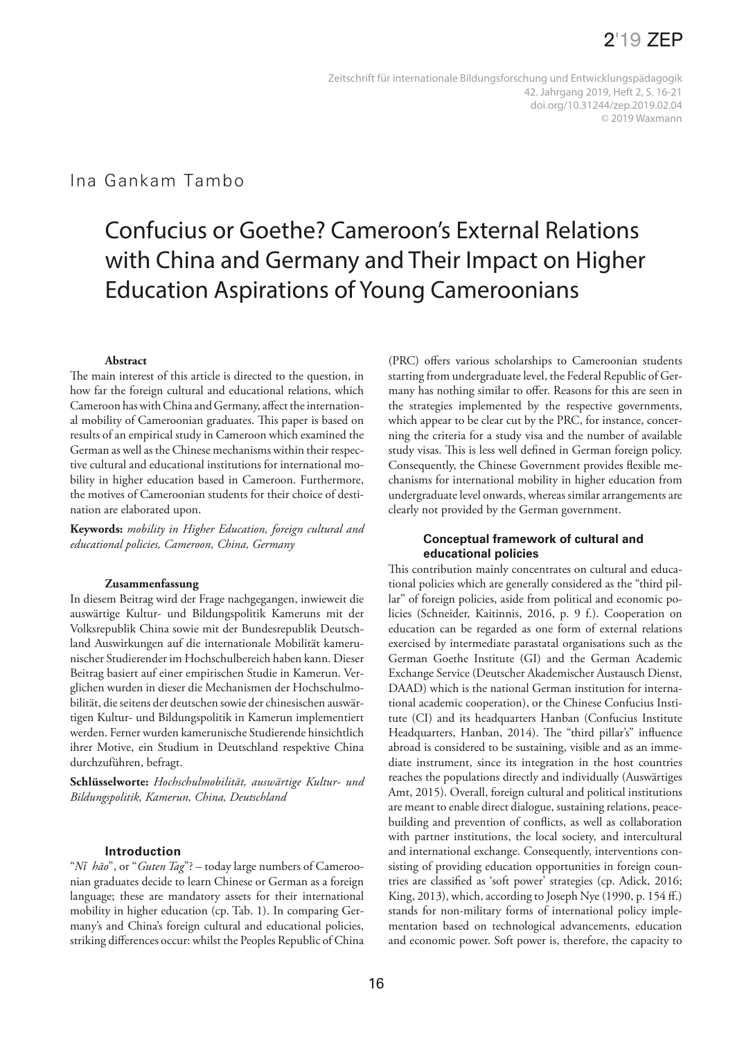Ina Gankam Tambo

# Confucius or Goethe? Cameroon's External Relations with China and Germany and Their Impact on Higher Education Aspirations of Young Cameroonians

**Abstract**

The main interest of this article is directed to the question, in how far the foreign cultural and educational relations, which Cameroon has with China and Germany, affect the international mobility of Cameroonian graduates. This paper is based on results of an empirical study in Cameroon which examined the German as well as the Chinese mechanisms within their respective cultural and educational institutions for international mobility in higher education based in Cameroon. Furthermore, the motives of Cameroonian students for their choice of destination are elaborated upon.

**Keywords:** *mobility in Higher Education, foreign cultural and educational policies, Cameroon, China, Germany*

**Zusammenfassung**

In diesem Beitrag wird der Frage nachgegangen, inwieweit die auswärtige Kultur- und Bildungspolitik Kameruns mit der Volksrepublik China sowie mit der Bundesrepublik Deutschland Auswirkungen auf die internationale Mobilität kamerunischer Studierender im Hochschulbereich haben kann. Dieser Beitrag basiert auf einer empirischen Studie in Kamerun. Verglichen wurden in dieser die Mechanismen der Hochschulmobilität, die seitens der deutschen sowie der chinesischen auswärtigen Kultur- und Bildungspolitik in Kamerun implementiert werden. Ferner wurden kamerunische Studierende hinsichtlich ihrer Motive, ein Studium in Deutschland respektive China durchzuführen, befragt.

**Schlüsselworte:** *Hochschulmobilität, auswärtige Kultur- und Bildungspolitik, Kamerun, China, Deutschland*

## Introduction

"*Nǐ hǎo*", or "*Guten Tag*"? – today large numbers of Cameroonian graduates decide to learn Chinese or German as a foreign language; these are mandatory assets for their international mobility in higher education (cp. Tab. 1). In comparing Germany's and China's foreign cultural and educational policies, striking differences occur: whilst the Peoples Republic of China (PRC) offers various scholarships to Cameroonian students starting from undergraduate level, the Federal Republic of Germany has nothing similar to offer. Reasons for this are seen in the strategies implemented by the respective governments, which appear to be clear cut by the PRC, for instance, concerning the criteria for a study visa and the number of available study visas. This is less well defined in German foreign policy. Consequently, the Chinese Government provides flexible mechanisms for international mobility in higher education from undergraduate level onwards, whereas similar arrangements are clearly not provided by the German government.

## Conceptual framework of cultural and educational policies

This contribution mainly concentrates on cultural and educational policies which are generally considered as the "third pillar" of foreign policies, aside from political and economic policies (Schneider, Kaitinnis, 2016, p. 9 f.). Cooperation on education can be regarded as one form of external relations exercised by intermediate parastatal organisations such as the German Goethe Institute (GI) and the German Academic Exchange Service (Deutscher Akademischer Austausch Dienst, DAAD) which is the national German institution for international academic cooperation), or the Chinese Confucius Institute (CI) and its headquarters Hanban (Confucius Institute Headquarters, Hanban, 2014). The "third pillar's" influence abroad is considered to be sustaining, visible and as an immediate instrument, since its integration in the host countries reaches the populations directly and individually (Auswärtiges Amt, 2015). Overall, foreign cultural and political institutions are meant to enable direct dialogue, sustaining relations, peacebuilding and prevention of conflicts, as well as collaboration with partner institutions, the local society, and intercultural and international exchange. Consequently, interventions consisting of providing education opportunities in foreign countries are classified as 'soft power' strategies (cp. Adick, 2016; King, 2013), which, according to Joseph Nye (1990, p. 154 ff.) stands for non-military forms of international policy implementation based on technological advancements, education and economic power. Soft power is, therefore, the capacity to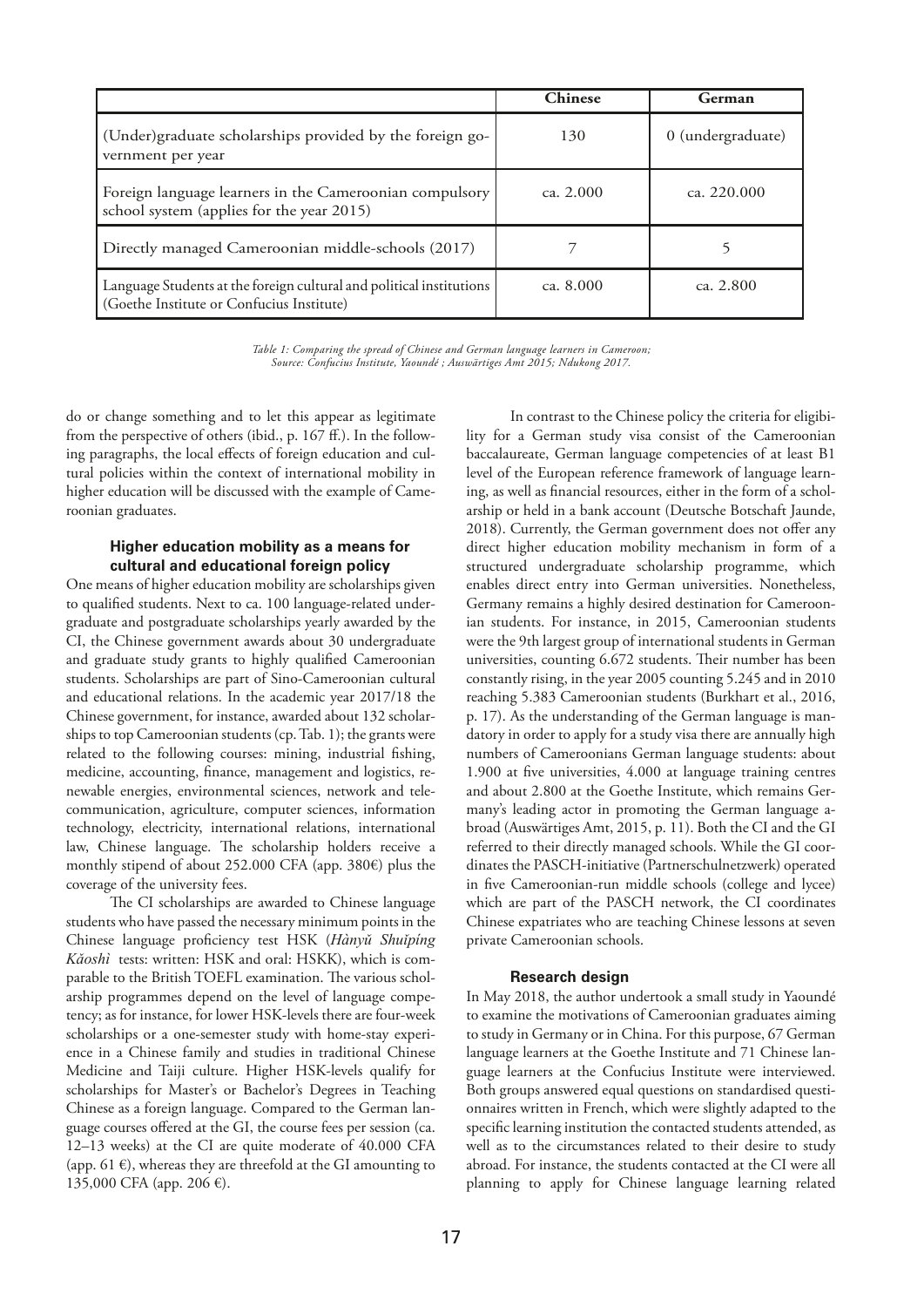| | Chinese | German |
|---|---|---|
| (Under)graduate scholarships provided by the foreign go-vernment per year | 130 | 0 (undergraduate) |
| Foreign language learners in the Cameroonian compulsory school system (applies for the year 2015) | ca. 2.000 | ca. 220.000 |
| Directly managed Cameroonian middle-schools (2017) | 7 | 5 |
| Language Students at the foreign cultural and political institutions (Goethe Institute or Confucius Institute) | ca. 8.000 | ca. 2.800 |

*Table 1: Comparing the spread of Chinese and German language learners in Cameroon; Source: Confucius Institute, Yaoundé ; Auswärtiges Amt 2015; Ndukong 2017.*

do or change something and to let this appear as legitimate from the perspective of others (ibid., p. 167 ff.). In the following paragraphs, the local effects of foreign education and cultural policies within the context of international mobility in higher education will be discussed with the example of Cameroonian graduates.

### Higher education mobility as a means for cultural and educational foreign policy

One means of higher education mobility are scholarships given to qualified students. Next to ca. 100 language-related undergraduate and postgraduate scholarships yearly awarded by the CI, the Chinese government awards about 30 undergraduate and graduate study grants to highly qualified Cameroonian students. Scholarships are part of Sino-Cameroonian cultural and educational relations. In the academic year 2017/18 the Chinese government, for instance, awarded about 132 scholarships to top Cameroonian students (cp. Tab. 1); the grants were related to the following courses: mining, industrial fishing, medicine, accounting, finance, management and logistics, renewable energies, environmental sciences, network and telecommunication, agriculture, computer sciences, information technology, electricity, international relations, international law, Chinese language. The scholarship holders receive a monthly stipend of about 252.000 CFA (app. 380€) plus the coverage of the university fees.

The CI scholarships are awarded to Chinese language students who have passed the necessary minimum points in the Chinese language proficiency test HSK (*Hànyǔ Shuǐpíng Kǎoshì* tests: written: HSK and oral: HSKK), which is comparable to the British TOEFL examination. The various scholarship programmes depend on the level of language competency; as for instance, for lower HSK-levels there are four-week scholarships or a one-semester study with home-stay experience in a Chinese family and studies in traditional Chinese Medicine and Taiji culture. Higher HSK-levels qualify for scholarships for Master's or Bachelor's Degrees in Teaching Chinese as a foreign language. Compared to the German language courses offered at the GI, the course fees per session (ca. 12–13 weeks) at the CI are quite moderate of 40.000 CFA (app. 61 €), whereas they are threefold at the GI amounting to 135,000 CFA (app. 206 €).

In contrast to the Chinese policy the criteria for eligibility for a German study visa consist of the Cameroonian baccalaureate, German language competencies of at least B1 level of the European reference framework of language learning, as well as financial resources, either in the form of a scholarship or held in a bank account (Deutsche Botschaft Jaunde, 2018). Currently, the German government does not offer any direct higher education mobility mechanism in form of a structured undergraduate scholarship programme, which enables direct entry into German universities. Nonetheless, Germany remains a highly desired destination for Cameroonian students. For instance, in 2015, Cameroonian students were the 9th largest group of international students in German universities, counting 6.672 students. Their number has been constantly rising, in the year 2005 counting 5.245 and in 2010 reaching 5.383 Cameroonian students (Burkhart et al., 2016, p. 17). As the understanding of the German language is mandatory in order to apply for a study visa there are annually high numbers of Cameroonians German language students: about 1.900 at five universities, 4.000 at language training centres and about 2.800 at the Goethe Institute, which remains Germany's leading actor in promoting the German language abroad (Auswärtiges Amt, 2015, p. 11). Both the CI and the GI referred to their directly managed schools. While the GI coordinates the PASCH-initiative (Partnerschulnetzwerk) operated in five Cameroonian-run middle schools (college and lycee) which are part of the PASCH network, the CI coordinates Chinese expatriates who are teaching Chinese lessons at seven private Cameroonian schools.

### Research design

In May 2018, the author undertook a small study in Yaoundé to examine the motivations of Cameroonian graduates aiming to study in Germany or in China. For this purpose, 67 German language learners at the Goethe Institute and 71 Chinese language learners at the Confucius Institute were interviewed. Both groups answered equal questions on standardised questionnaires written in French, which were slightly adapted to the specific learning institution the contacted students attended, as well as to the circumstances related to their desire to study abroad. For instance, the students contacted at the CI were all planning to apply for Chinese language learning related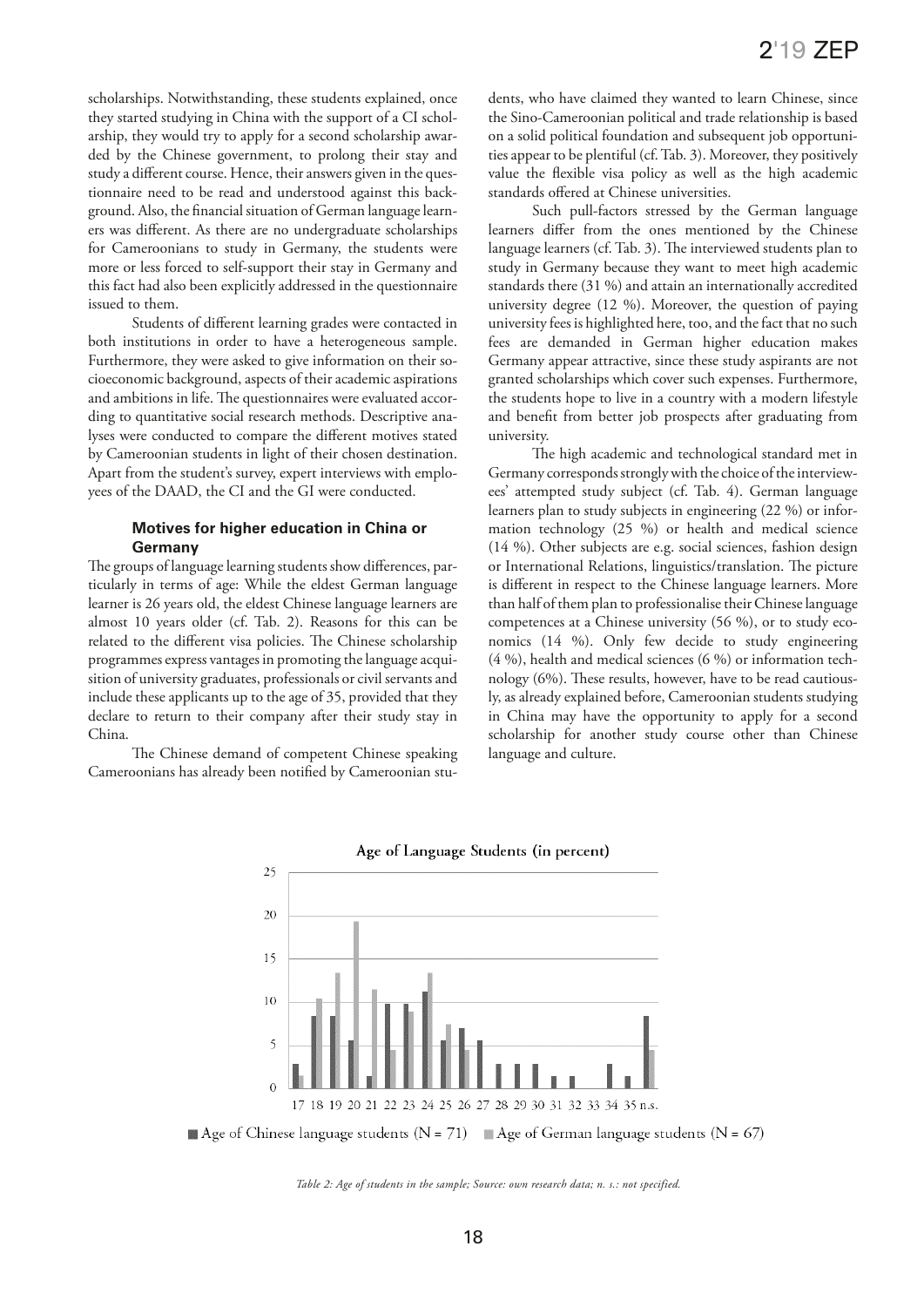scholarships. Notwithstanding, these students explained, once they started studying in China with the support of a CI scholarship, they would try to apply for a second scholarship awarded by the Chinese government, to prolong their stay and study a different course. Hence, their answers given in the questionnaire need to be read and understood against this background. Also, the financial situation of German language learners was different. As there are no undergraduate scholarships for Cameroonians to study in Germany, the students were more or less forced to self-support their stay in Germany and this fact had also been explicitly addressed in the questionnaire issued to them.

Students of different learning grades were contacted in both institutions in order to have a heterogeneous sample. Furthermore, they were asked to give information on their socioeconomic background, aspects of their academic aspirations and ambitions in life. The questionnaires were evaluated according to quantitative social research methods. Descriptive analyses were conducted to compare the different motives stated by Cameroonian students in light of their chosen destination. Apart from the student's survey, expert interviews with employees of the DAAD, the CI and the GI were conducted.

### Motives for higher education in China or Germany

The groups of language learning students show differences, particularly in terms of age: While the eldest German language learner is 26 years old, the eldest Chinese language learners are almost 10 years older (cf. Tab. 2). Reasons for this can be related to the different visa policies. The Chinese scholarship programmes express vantages in promoting the language acquisition of university graduates, professionals or civil servants and include these applicants up to the age of 35, provided that they declare to return to their company after their study stay in China.

The Chinese demand of competent Chinese speaking Cameroonians has already been notified by Cameroonian students, who have claimed they wanted to learn Chinese, since the Sino-Cameroonian political and trade relationship is based on a solid political foundation and subsequent job opportunities appear to be plentiful (cf. Tab. 3). Moreover, they positively value the flexible visa policy as well as the high academic standards offered at Chinese universities.

Such pull-factors stressed by the German language learners differ from the ones mentioned by the Chinese language learners (cf. Tab. 3). The interviewed students plan to study in Germany because they want to meet high academic standards there (31 %) and attain an internationally accredited university degree (12 %). Moreover, the question of paying university fees is highlighted here, too, and the fact that no such fees are demanded in German higher education makes Germany appear attractive, since these study aspirants are not granted scholarships which cover such expenses. Furthermore, the students hope to live in a country with a modern lifestyle and benefit from better job prospects after graduating from university.

The high academic and technological standard met in Germany corresponds strongly with the choice of the interviewees' attempted study subject (cf. Tab. 4). German language learners plan to study subjects in engineering (22 %) or information technology (25 %) or health and medical science (14 %). Other subjects are e.g. social sciences, fashion design or International Relations, linguistics/translation. The picture is different in respect to the Chinese language learners. More than half of them plan to professionalise their Chinese language competences at a Chinese university (56 %), or to study economics (14 %). Only few decide to study engineering (4 %), health and medical sciences (6 %) or information technology (6%). These results, however, have to be read cautiously, as already explained before, Cameroonian students studying in China may have the opportunity to apply for a second scholarship for another study course other than Chinese language and culture.

**Age of Language Students (in percent)**

| Age | Chinese language students (N = 71) | German language students (N = 67) |
|---|---|---|
| 17 | 2.8 | 1.5 |
| 18 | 8.5 | 10.4 |
| 19 | 8.5 | 13.4 |
| 20 | 5.6 | 19.4 |
| 21 | 1.4 | 11.9 |
| 22 | 9.9 | 4.5 |
| 23 | 9.9 | 9.0 |
| 24 | 11.3 | 13.4 |
| 25 | 5.6 | 7.5 |
| 26 | 7.0 | 4.5 |
| 27 | 5.6 | |
| 28 | 2.8 | |
| 29 | 2.8 | |
| 30 | 2.8 | |
| 31 | 1.4 | |
| 32 | 1.4 | |
| 33 | | |
| 34 | 2.8 | |
| 35 | 1.4 | |
| n.s. | 8.5 | 4.5 |

*Table 2: Age of students in the sample; Source: own research data; n. s.: not specified.*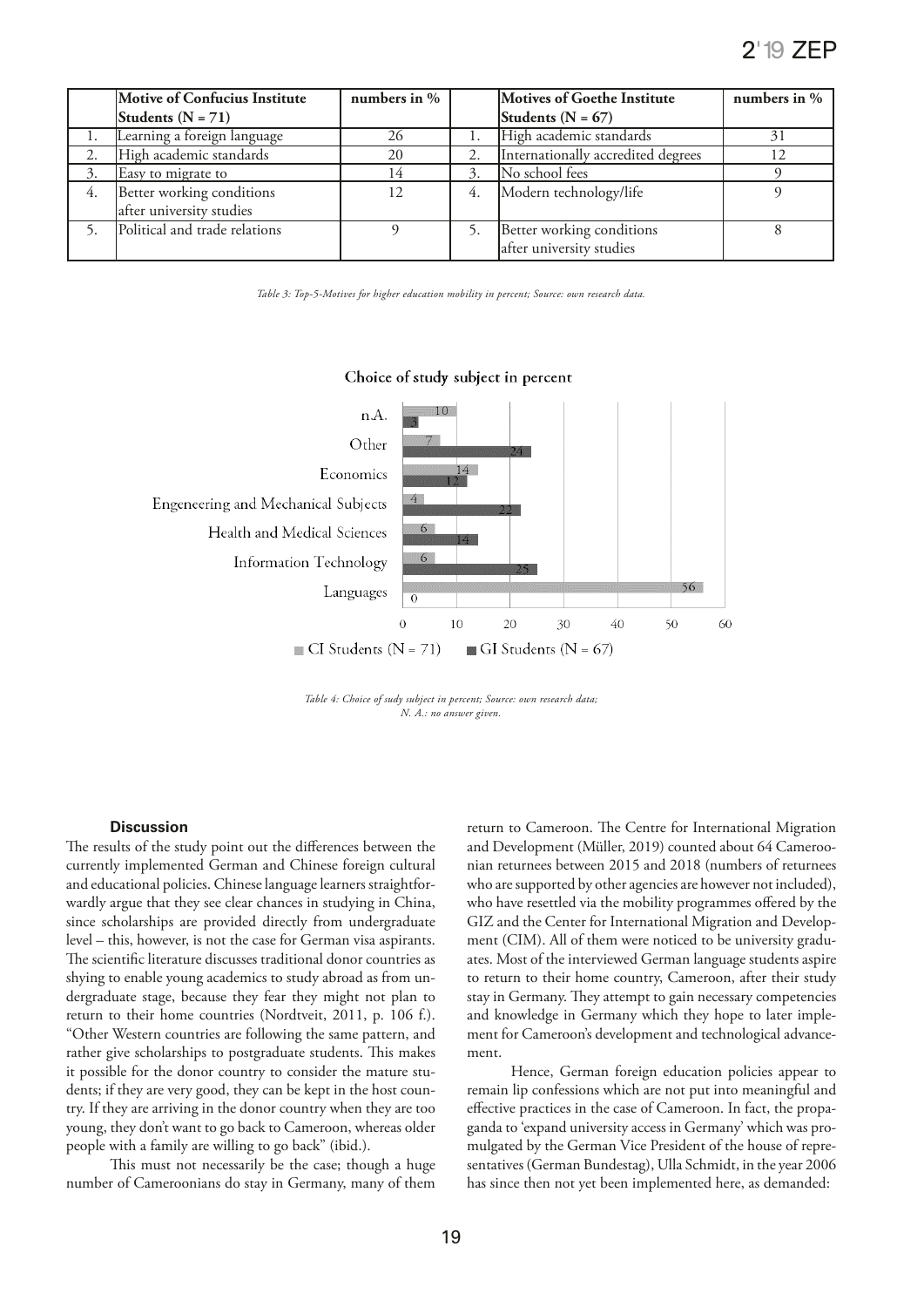| | Motive of Confucius Institute Students (N = 71) | numbers in % | | Motives of Goethe Institute Students (N = 67) | numbers in % |
|---|---|---|---|---|---|
| 1. | Learning a foreign language | 26 | 1. | High academic standards | 31 |
| 2. | High academic standards | 20 | 2. | Internationally accredited degrees | 12 |
| 3. | Easy to migrate to | 14 | 3. | No school fees | 9 |
| 4. | Better working conditions after university studies | 12 | 4. | Modern technology/life | 9 |
| 5. | Political and trade relations | 9 | 5. | Better working conditions after university studies | 8 |

*Table 3: Top-5-Motives for higher education mobility in percent; Source: own research data.*

**Choice of study subject in percent**

| | CI Students (N = 71) | GI Students (N = 67) |
|---|---|---|
| n.A. | 10 | 3 |
| Other | 7 | 24 |
| Economics | 14 | 12 |
| Engeneering and Mechanical Subjects | 4 | 22 |
| Health and Medical Sciences | 6 | 14 |
| Information Technology | 6 | 25 |
| Languages | 56 | 0 |

*Table 4: Choice of sudy subject in percent; Source: own research data; N. A.: no answer given.*

### Discussion

The results of the study point out the differences between the currently implemented German and Chinese foreign cultural and educational policies. Chinese language learners straightforwardly argue that they see clear chances in studying in China, since scholarships are provided directly from undergraduate level – this, however, is not the case for German visa aspirants. The scientific literature discusses traditional donor countries as shying to enable young academics to study abroad as from undergraduate stage, because they fear they might not plan to return to their home countries (Nordtveit, 2011, p. 106 f.). "Other Western countries are following the same pattern, and rather give scholarships to postgraduate students. This makes it possible for the donor country to consider the mature students; if they are very good, they can be kept in the host country. If they are arriving in the donor country when they are too young, they don't want to go back to Cameroon, whereas older people with a family are willing to go back" (ibid.).

This must not necessarily be the case; though a huge number of Cameroonians do stay in Germany, many of them return to Cameroon. The Centre for International Migration and Development (Müller, 2019) counted about 64 Cameroonian returnees between 2015 and 2018 (numbers of returnees who are supported by other agencies are however not included), who have resettled via the mobility programmes offered by the GIZ and the Center for International Migration and Development (CIM). All of them were noticed to be university graduates. Most of the interviewed German language students aspire to return to their home country, Cameroon, after their study stay in Germany. They attempt to gain necessary competencies and knowledge in Germany which they hope to later implement for Cameroon's development and technological advancement.

Hence, German foreign education policies appear to remain lip confessions which are not put into meaningful and effective practices in the case of Cameroon. In fact, the propaganda to 'expand university access in Germany' which was promulgated by the German Vice President of the house of representatives (German Bundestag), Ulla Schmidt, in the year 2006 has since then not yet been implemented here, as demanded: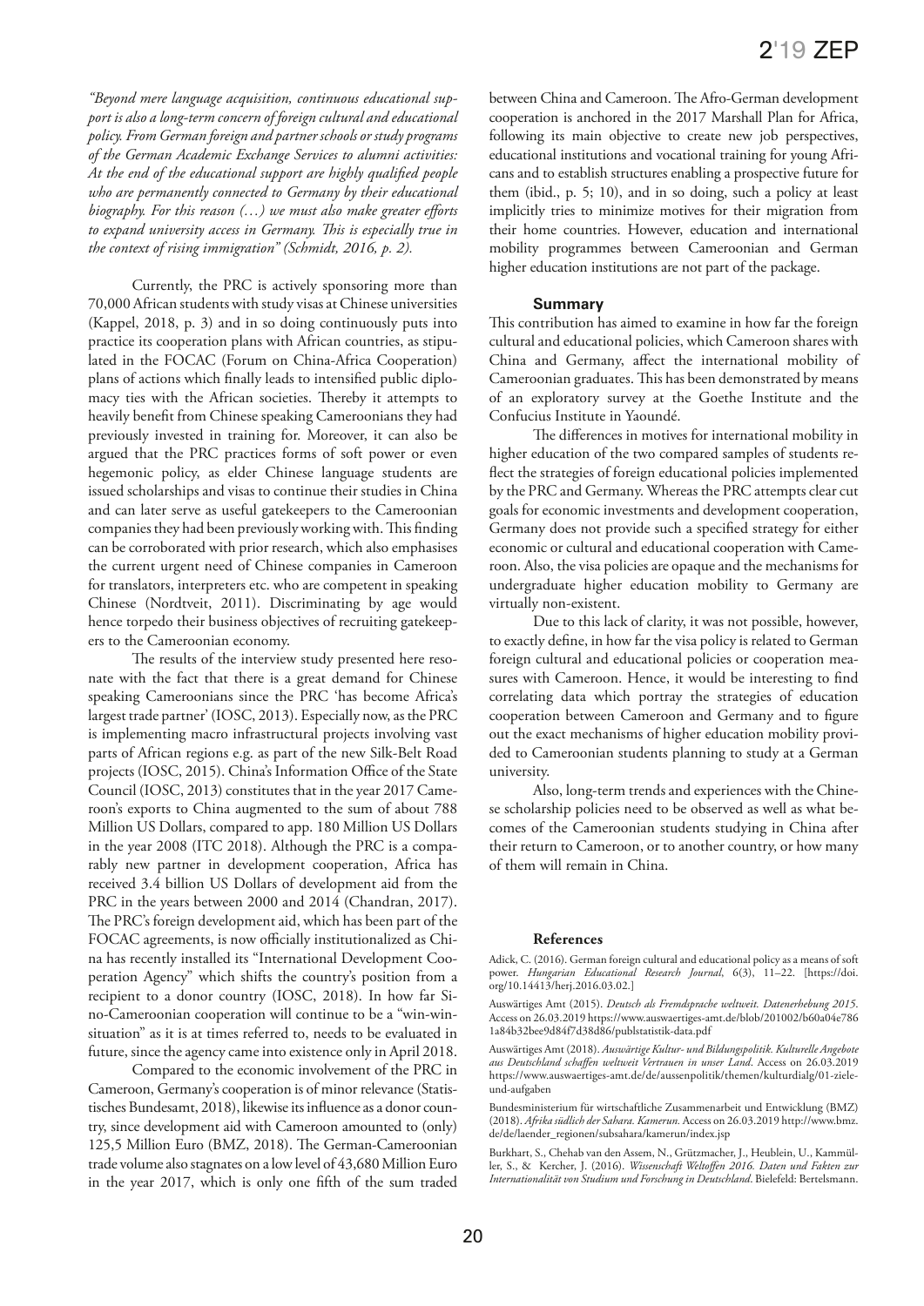*"Beyond mere language acquisition, continuous educational support is also a long-term concern of foreign cultural and educational policy. From German foreign and partner schools or study programs of the German Academic Exchange Services to alumni activities: At the end of the educational support are highly qualified people who are permanently connected to Germany by their educational biography. For this reason (…) we must also make greater efforts to expand university access in Germany. This is especially true in the context of rising immigration" (Schmidt, 2016, p. 2).*

Currently, the PRC is actively sponsoring more than 70,000 African students with study visas at Chinese universities (Kappel, 2018, p. 3) and in so doing continuously puts into practice its cooperation plans with African countries, as stipulated in the FOCAC (Forum on China-Africa Cooperation) plans of actions which finally leads to intensified public diplomacy ties with the African societies. Thereby it attempts to heavily benefit from Chinese speaking Cameroonians they had previously invested in training for. Moreover, it can also be argued that the PRC practices forms of soft power or even hegemonic policy, as elder Chinese language students are issued scholarships and visas to continue their studies in China and can later serve as useful gatekeepers to the Cameroonian companies they had been previously working with. This finding can be corroborated with prior research, which also emphasises the current urgent need of Chinese companies in Cameroon for translators, interpreters etc. who are competent in speaking Chinese (Nordtveit, 2011). Discriminating by age would hence torpedo their business objectives of recruiting gatekeepers to the Cameroonian economy.

The results of the interview study presented here resonate with the fact that there is a great demand for Chinese speaking Cameroonians since the PRC 'has become Africa's largest trade partner' (IOSC, 2013). Especially now, as the PRC is implementing macro infrastructural projects involving vast parts of African regions e.g. as part of the new Silk-Belt Road projects (IOSC, 2015). China's Information Office of the State Council (IOSC, 2013) constitutes that in the year 2017 Cameroon's exports to China augmented to the sum of about 788 Million US Dollars, compared to app. 180 Million US Dollars in the year 2008 (ITC 2018). Although the PRC is a comparably new partner in development cooperation, Africa has received 3.4 billion US Dollars of development aid from the PRC in the years between 2000 and 2014 (Chandran, 2017). The PRC's foreign development aid, which has been part of the FOCAC agreements, is now officially institutionalized as China has recently installed its "International Development Cooperation Agency" which shifts the country's position from a recipient to a donor country (IOSC, 2018). In how far Sino-Cameroonian cooperation will continue to be a "win-win-situation" as it is at times referred to, needs to be evaluated in future, since the agency came into existence only in April 2018.

Compared to the economic involvement of the PRC in Cameroon, Germany's cooperation is of minor relevance (Statistisches Bundesamt, 2018), likewise its influence as a donor country, since development aid with Cameroon amounted to (only) 125,5 Million Euro (BMZ, 2018). The German-Cameroonian trade volume also stagnates on a low level of 43,680 Million Euro in the year 2017, which is only one fifth of the sum traded between China and Cameroon. The Afro-German development cooperation is anchored in the 2017 Marshall Plan for Africa, following its main objective to create new job perspectives, educational institutions and vocational training for young Africans and to establish structures enabling a prospective future for them (ibid., p. 5; 10), and in so doing, such a policy at least implicitly tries to minimize motives for their migration from their home countries. However, education and international mobility programmes between Cameroonian and German higher education institutions are not part of the package.

## Summary

This contribution has aimed to examine in how far the foreign cultural and educational policies, which Cameroon shares with China and Germany, affect the international mobility of Cameroonian graduates. This has been demonstrated by means of an exploratory survey at the Goethe Institute and the Confucius Institute in Yaoundé.

The differences in motives for international mobility in higher education of the two compared samples of students reflect the strategies of foreign educational policies implemented by the PRC and Germany. Whereas the PRC attempts clear cut goals for economic investments and development cooperation, Germany does not provide such a specified strategy for either economic or cultural and educational cooperation with Cameroon. Also, the visa policies are opaque and the mechanisms for undergraduate higher education mobility to Germany are virtually non-existent.

Due to this lack of clarity, it was not possible, however, to exactly define, in how far the visa policy is related to German foreign cultural and educational policies or cooperation measures with Cameroon. Hence, it would be interesting to find correlating data which portray the strategies of education cooperation between Cameroon and Germany and to figure out the exact mechanisms of higher education mobility provided to Cameroonian students planning to study at a German university.

Also, long-term trends and experiences with the Chinese scholarship policies need to be observed as well as what becomes of the Cameroonian students studying in China after their return to Cameroon, or to another country, or how many of them will remain in China.

## References

Adick, C. (2016). German foreign cultural and educational policy as a means of soft power. *Hungarian Educational Research Journal*, 6(3), 11–22. [https://doi.org/10.14413/herj.2016.03.02.]

Auswärtiges Amt (2015). *Deutsch als Fremdsprache weltweit. Datenerhebung 2015.* Access on 26.03.2019 https://www.auswaertiges-amt.de/blob/201002/b60a04e7861a84b32bee9d84f7d38d86/publstatistik-data.pdf

Auswärtiges Amt (2018). *Auswärtige Kultur- und Bildungspolitik. Kulturelle Angebote aus Deutschland schaffen weltweit Vertrauen in unser Land*. Access on 26.03.2019 https://www.auswaertiges-amt.de/de/aussenpolitik/themen/kulturdialg/01-ziele-und-aufgaben

Bundesministerium für wirtschaftliche Zusammenarbeit und Entwicklung (BMZ) (2018). *Afrika südlich der Sahara. Kamerun.* Access on 26.03.2019 http://www.bmz.de/de/laender_regionen/subsahara/kamerun/index.jsp

Burkhart, S., Chehab van den Assem, N., Grützmacher, J., Heublein, U., Kammüller, S., & Kercher, J. (2016). *Wissenschaft Weltoffen 2016. Daten und Fakten zur Internationalität von Studium und Forschung in Deutschland*. Bielefeld: Bertelsmann.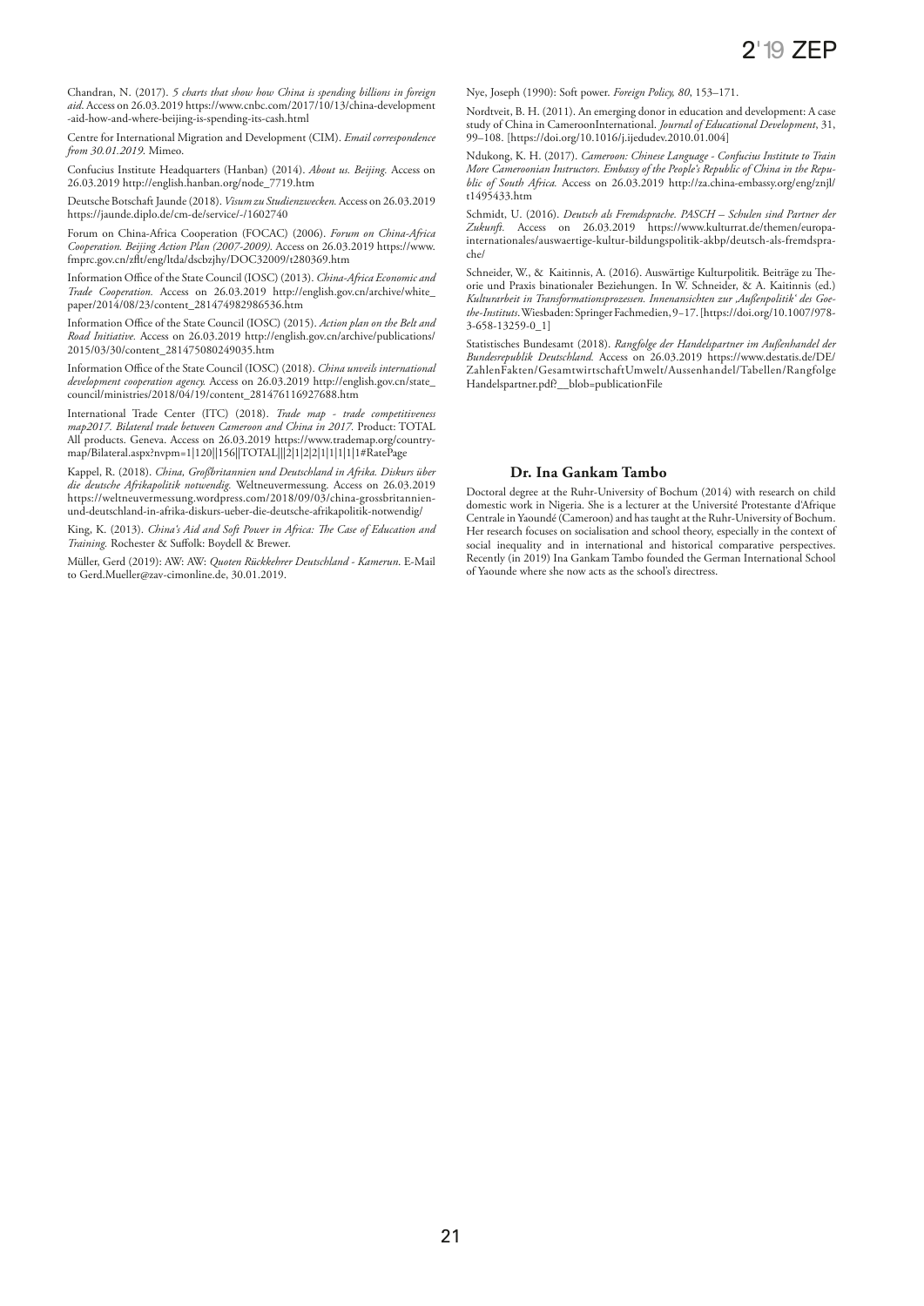Chandran, N. (2017). *5 charts that show how China is spending billions in foreign aid*. Access on 26.03.2019 https://www.cnbc.com/2017/10/13/china-development-aid-how-and-where-beijing-is-spending-its-cash.html

Centre for International Migration and Development (CIM). *Email correspondence from 30.01.2019*. Mimeo.

Confucius Institute Headquarters (Hanban) (2014). *About us. Beijing.* Access on 26.03.2019 http://english.hanban.org/node_7719.htm

Deutsche Botschaft Jaunde (2018). *Visum zu Studienzwecken.* Access on 26.03.2019 https://jaunde.diplo.de/cm-de/service/-/1602740

Forum on China-Africa Cooperation (FOCAC) (2006). *Forum on China-Africa Cooperation. Beijing Action Plan (2007-2009).* Access on 26.03.2019 https://www.fmprc.gov.cn/zflt/eng/ltda/dscbzjhy/DOC32009/t280369.htm

Information Office of the State Council (IOSC) (2013). *China-Africa Economic and Trade Cooperation.* Access on 26.03.2019 http://english.gov.cn/archive/white_paper/2014/08/23/content_281474982986536.htm

Information Office of the State Council (IOSC) (2015). *Action plan on the Belt and Road Initiative.* Access on 26.03.2019 http://english.gov.cn/archive/publications/2015/03/30/content_281475080249035.htm

Information Office of the State Council (IOSC) (2018). *China unveils international development cooperation agency.* Access on 26.03.2019 http://english.gov.cn/state_council/ministries/2018/04/19/content_281476116927688.htm

International Trade Center (ITC) (2018). *Trade map - trade competitiveness map2017. Bilateral trade between Cameroon and China in 2017.* Product: TOTAL All products. Geneva. Access on 26.03.2019 https://www.trademap.org/country-map/Bilateral.aspx?nvpm=1|120||156||TOTAL|||2|1|2|2|1|1|1|1|1#RatePage

Kappel, R. (2018). *China, Großbritannien und Deutschland in Afrika. Diskurs über die deutsche Afrikapolitik notwendig.* Weltneuvermessung. Access on 26.03.2019 https://weltneuvermessung.wordpress.com/2018/09/03/china-grossbritannien-und-deutschland-in-afrika-diskurs-ueber-die-deutsche-afrikapolitik-notwendig/

King, K. (2013). *China's Aid and Soft Power in Africa: The Case of Education and Training.* Rochester & Suffolk: Boydell & Brewer.

Müller, Gerd (2019): AW: AW: *Quoten Rückkehrer Deutschland - Kamerun.* E-Mail to Gerd.Mueller@zav-cimonline.de, 30.01.2019.

Nye, Joseph (1990): Soft power. *Foreign Policy, 80*, 153–171.

Nordtveit, B. H. (2011). An emerging donor in education and development: A case study of China in CameroonInternational. *Journal of Educational Development*, 31, 99–108. [https://doi.org/10.1016/j.ijedudev.2010.01.004]

Ndukong, K. H. (2017). *Cameroon: Chinese Language - Confucius Institute to Train More Cameroonian Instructors. Embassy of the People's Republic of China in the Republic of South Africa.* Access on 26.03.2019 http://za.china-embassy.org/eng/znjl/t1495433.htm

Schmidt, U. (2016). *Deutsch als Fremdsprache. PASCH – Schulen sind Partner der Zukunft.* Access on 26.03.2019 https://www.kulturrat.de/themen/europa-internationales/auswaertige-kultur-bildungspolitik-akbp/deutsch-als-fremdsprache/

Schneider, W., & Kaitinnis, A. (2016). Auswärtige Kulturpolitik. Beiträge zu Theorie und Praxis binationaler Beziehungen. In W. Schneider, & A. Kaitinnis (ed.) *Kulturarbeit in Transformationsprozessen. Innenansichten zur 'Außenpolitik' des Goethe-Instituts.* Wiesbaden: Springer Fachmedien, 9–17. [https://doi.org/10.1007/978-3-658-13259-0_1]

Statistisches Bundesamt (2018). *Rangfolge der Handelspartner im Außenhandel der Bundesrepublik Deutschland.* Access on 26.03.2019 https://www.destatis.de/DE/ZahlenFakten/GesamtwirtschaftUmwelt/Aussenhandel/Tabellen/Rangfolge Handelspartner.pdf?__blob=publicationFile

**Dr. Ina Gankam Tambo**

Doctoral degree at the Ruhr-University of Bochum (2014) with research on child domestic work in Nigeria. She is a lecturer at the Université Protestante d'Afrique Centrale in Yaoundé (Cameroon) and has taught at the Ruhr-University of Bochum. Her research focuses on socialisation and school theory, especially in the context of social inequality and in international and historical comparative perspectives. Recently (in 2019) Ina Gankam Tambo founded the German International School of Yaounde where she now acts as the school's directress.